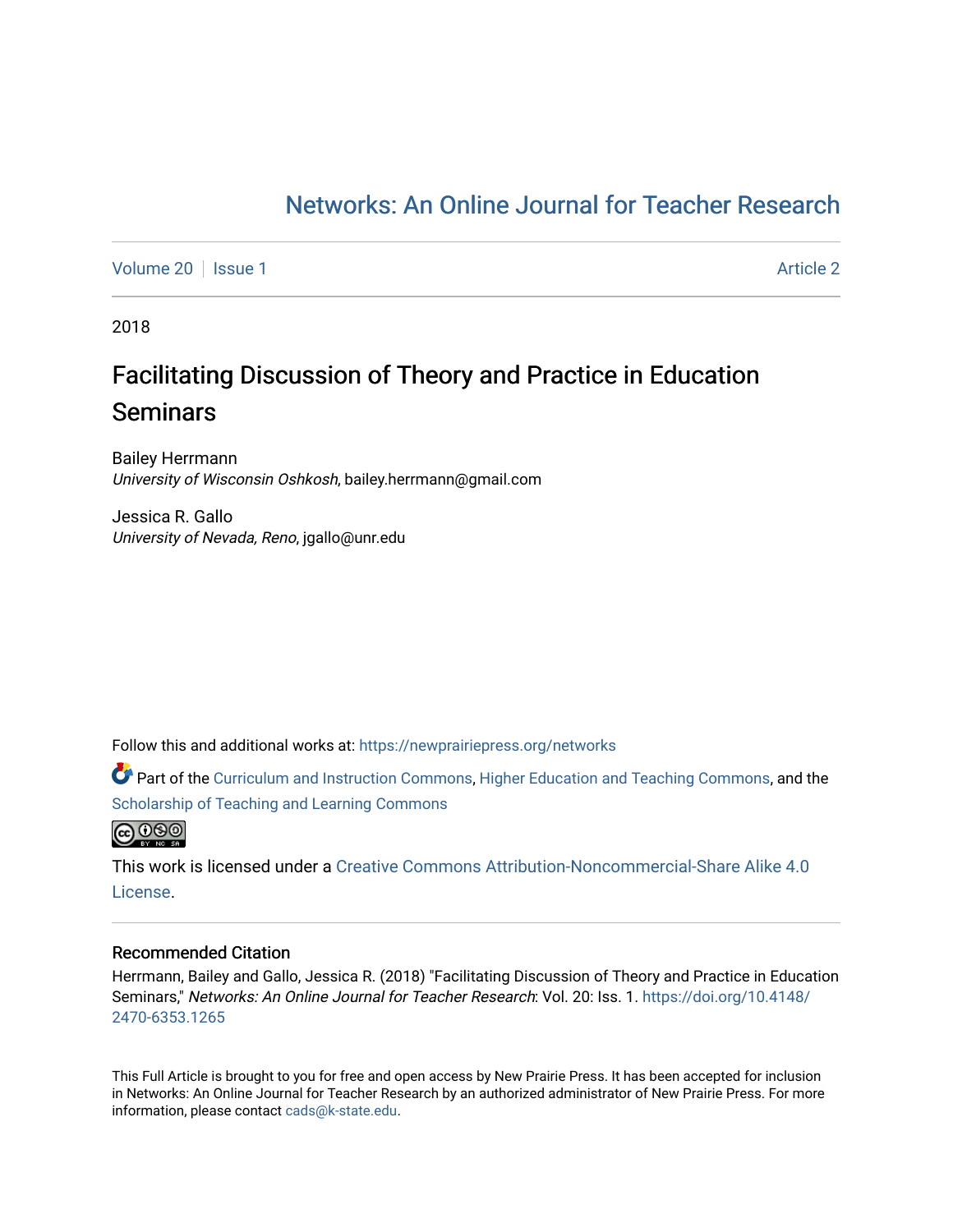# Networks: An Online Journal for Teacher Research

Volume 20 | Issue 1 — Article 2

2018

## Facilitating Discussion of Theory and Practice in Education Seminars

Bailey Herrmann
*University of Wisconsin Oshkosh*, bailey.herrmann@gmail.com

Jessica R. Gallo
*University of Nevada, Reno*, jgallo@unr.edu

Follow this and additional works at: https://newprairiepress.org/networks

Part of the Curriculum and Instruction Commons, Higher Education and Teaching Commons, and the Scholarship of Teaching and Learning Commons

This work is licensed under a Creative Commons Attribution-Noncommercial-Share Alike 4.0 License.

### Recommended Citation

Herrmann, Bailey and Gallo, Jessica R. (2018) "Facilitating Discussion of Theory and Practice in Education Seminars," *Networks: An Online Journal for Teacher Research*: Vol. 20: Iss. 1. https://doi.org/10.4148/2470-6353.1265

This Full Article is brought to you for free and open access by New Prairie Press. It has been accepted for inclusion in Networks: An Online Journal for Teacher Research by an authorized administrator of New Prairie Press. For more information, please contact cads@k-state.edu.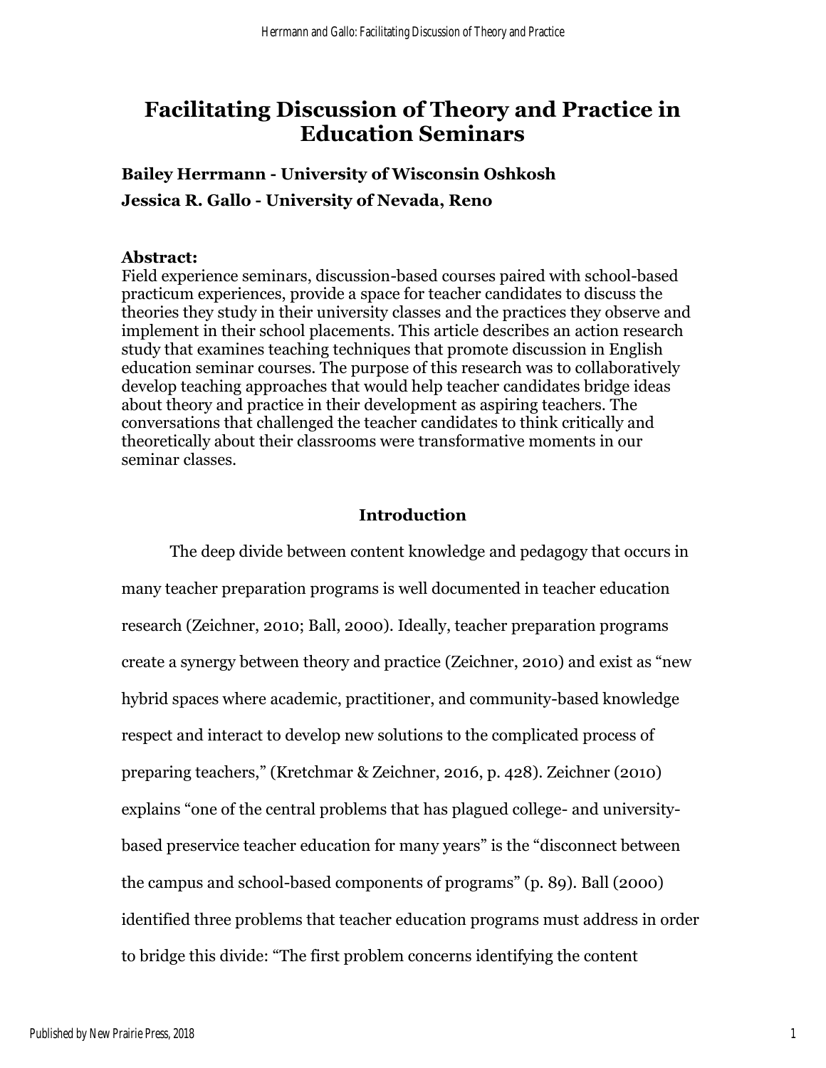# Facilitating Discussion of Theory and Practice in Education Seminars

**Bailey Herrmann - University of Wisconsin Oshkosh**

**Jessica R. Gallo - University of Nevada, Reno**

**Abstract:**
Field experience seminars, discussion-based courses paired with school-based practicum experiences, provide a space for teacher candidates to discuss the theories they study in their university classes and the practices they observe and implement in their school placements. This article describes an action research study that examines teaching techniques that promote discussion in English education seminar courses. The purpose of this research was to collaboratively develop teaching approaches that would help teacher candidates bridge ideas about theory and practice in their development as aspiring teachers. The conversations that challenged the teacher candidates to think critically and theoretically about their classrooms were transformative moments in our seminar classes.

## Introduction

The deep divide between content knowledge and pedagogy that occurs in many teacher preparation programs is well documented in teacher education research (Zeichner, 2010; Ball, 2000). Ideally, teacher preparation programs create a synergy between theory and practice (Zeichner, 2010) and exist as "new hybrid spaces where academic, practitioner, and community-based knowledge respect and interact to develop new solutions to the complicated process of preparing teachers," (Kretchmar & Zeichner, 2016, p. 428). Zeichner (2010) explains "one of the central problems that has plagued college- and university-based preservice teacher education for many years" is the "disconnect between the campus and school-based components of programs" (p. 89). Ball (2000) identified three problems that teacher education programs must address in order to bridge this divide: "The first problem concerns identifying the content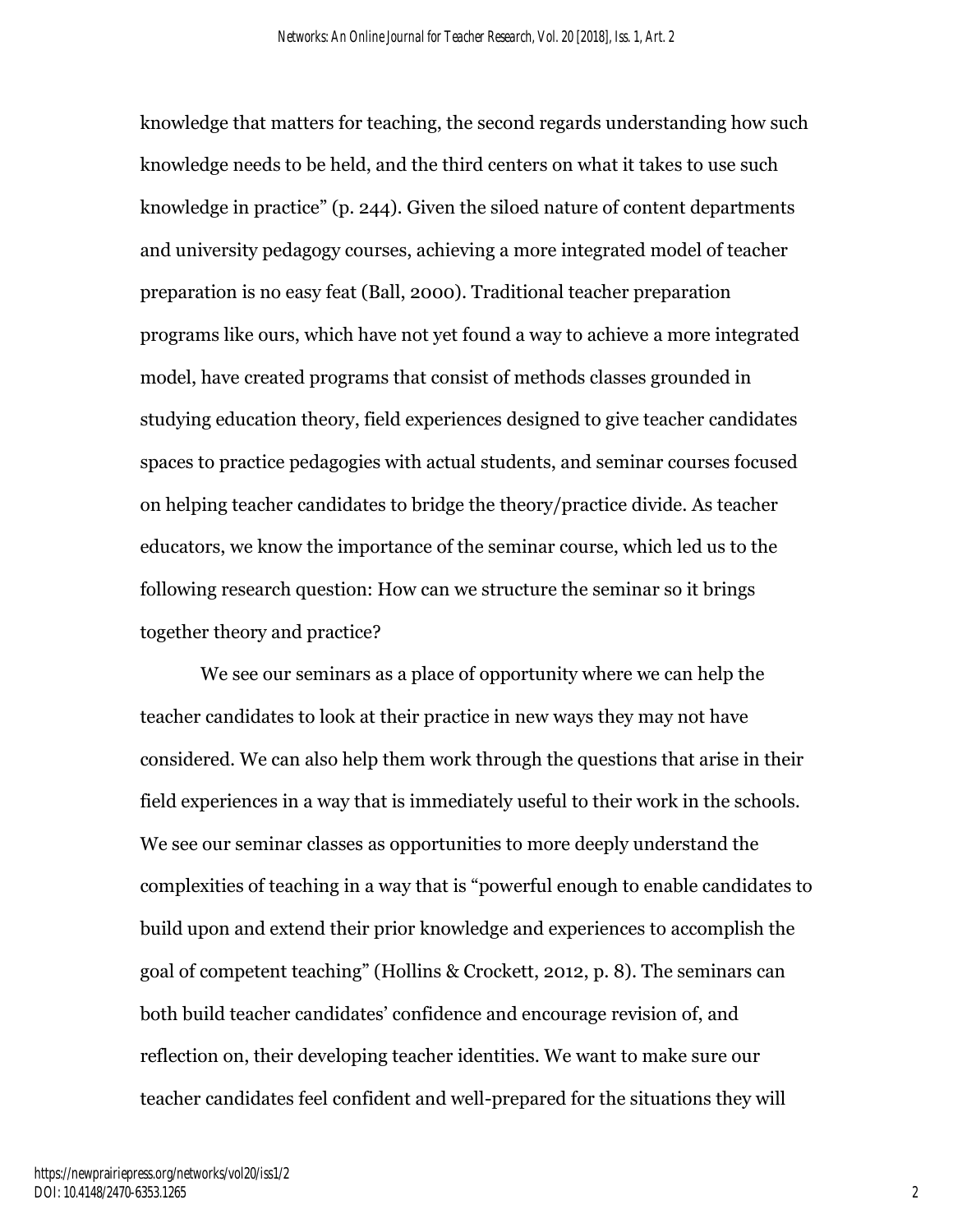knowledge that matters for teaching, the second regards understanding how such knowledge needs to be held, and the third centers on what it takes to use such knowledge in practice" (p. 244). Given the siloed nature of content departments and university pedagogy courses, achieving a more integrated model of teacher preparation is no easy feat (Ball, 2000). Traditional teacher preparation programs like ours, which have not yet found a way to achieve a more integrated model, have created programs that consist of methods classes grounded in studying education theory, field experiences designed to give teacher candidates spaces to practice pedagogies with actual students, and seminar courses focused on helping teacher candidates to bridge the theory/practice divide. As teacher educators, we know the importance of the seminar course, which led us to the following research question: How can we structure the seminar so it brings together theory and practice?

We see our seminars as a place of opportunity where we can help the teacher candidates to look at their practice in new ways they may not have considered. We can also help them work through the questions that arise in their field experiences in a way that is immediately useful to their work in the schools. We see our seminar classes as opportunities to more deeply understand the complexities of teaching in a way that is "powerful enough to enable candidates to build upon and extend their prior knowledge and experiences to accomplish the goal of competent teaching" (Hollins & Crockett, 2012, p. 8). The seminars can both build teacher candidates' confidence and encourage revision of, and reflection on, their developing teacher identities. We want to make sure our teacher candidates feel confident and well-prepared for the situations they will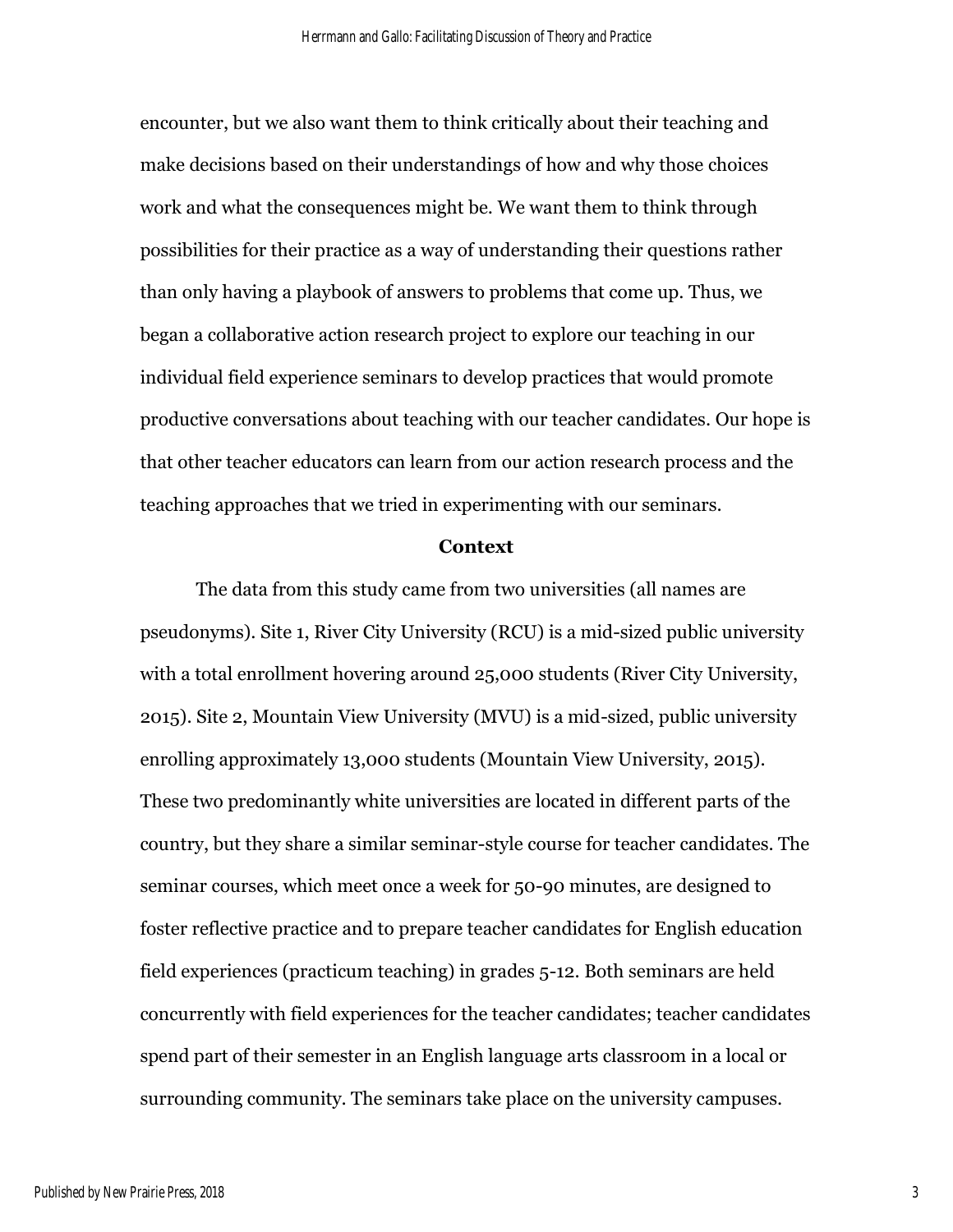encounter, but we also want them to think critically about their teaching and make decisions based on their understandings of how and why those choices work and what the consequences might be. We want them to think through possibilities for their practice as a way of understanding their questions rather than only having a playbook of answers to problems that come up. Thus, we began a collaborative action research project to explore our teaching in our individual field experience seminars to develop practices that would promote productive conversations about teaching with our teacher candidates. Our hope is that other teacher educators can learn from our action research process and the teaching approaches that we tried in experimenting with our seminars.

## Context

The data from this study came from two universities (all names are pseudonyms). Site 1, River City University (RCU) is a mid-sized public university with a total enrollment hovering around 25,000 students (River City University, 2015). Site 2, Mountain View University (MVU) is a mid-sized, public university enrolling approximately 13,000 students (Mountain View University, 2015). These two predominantly white universities are located in different parts of the country, but they share a similar seminar-style course for teacher candidates. The seminar courses, which meet once a week for 50-90 minutes, are designed to foster reflective practice and to prepare teacher candidates for English education field experiences (practicum teaching) in grades 5-12. Both seminars are held concurrently with field experiences for the teacher candidates; teacher candidates spend part of their semester in an English language arts classroom in a local or surrounding community. The seminars take place on the university campuses.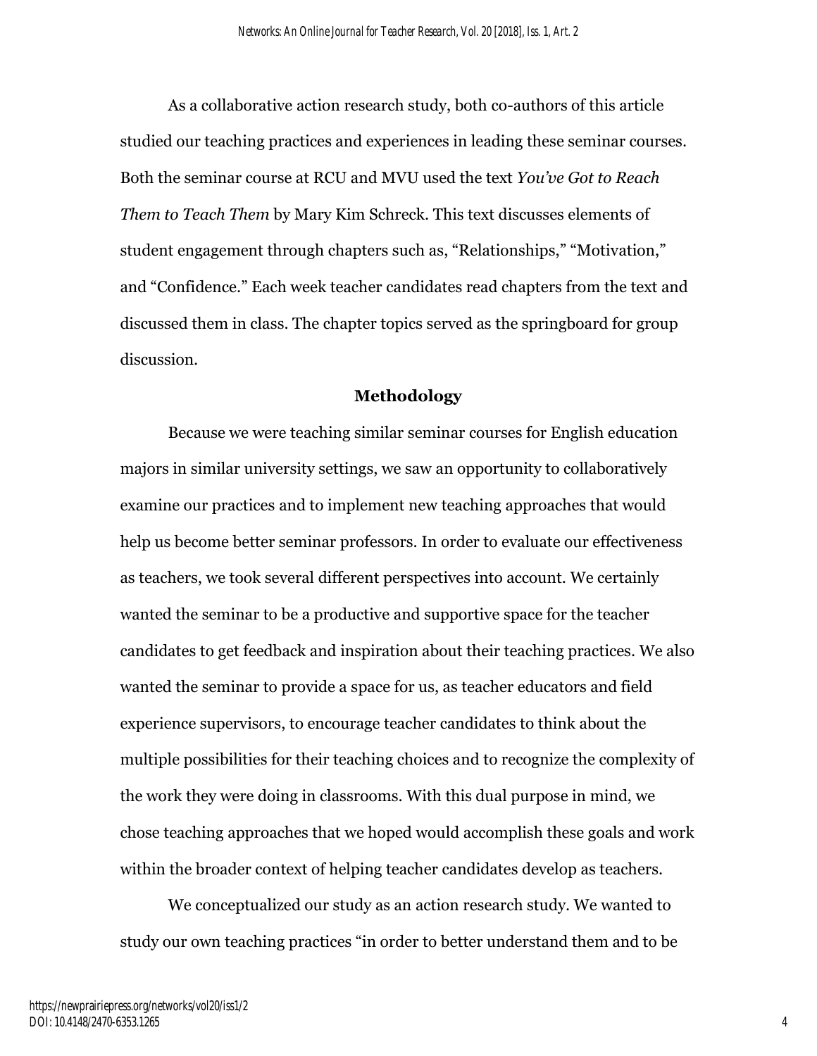As a collaborative action research study, both co-authors of this article studied our teaching practices and experiences in leading these seminar courses. Both the seminar course at RCU and MVU used the text *You've Got to Reach Them to Teach Them* by Mary Kim Schreck. This text discusses elements of student engagement through chapters such as, "Relationships," "Motivation," and "Confidence." Each week teacher candidates read chapters from the text and discussed them in class. The chapter topics served as the springboard for group discussion.

## Methodology

Because we were teaching similar seminar courses for English education majors in similar university settings, we saw an opportunity to collaboratively examine our practices and to implement new teaching approaches that would help us become better seminar professors. In order to evaluate our effectiveness as teachers, we took several different perspectives into account. We certainly wanted the seminar to be a productive and supportive space for the teacher candidates to get feedback and inspiration about their teaching practices. We also wanted the seminar to provide a space for us, as teacher educators and field experience supervisors, to encourage teacher candidates to think about the multiple possibilities for their teaching choices and to recognize the complexity of the work they were doing in classrooms. With this dual purpose in mind, we chose teaching approaches that we hoped would accomplish these goals and work within the broader context of helping teacher candidates develop as teachers.

We conceptualized our study as an action research study. We wanted to study our own teaching practices "in order to better understand them and to be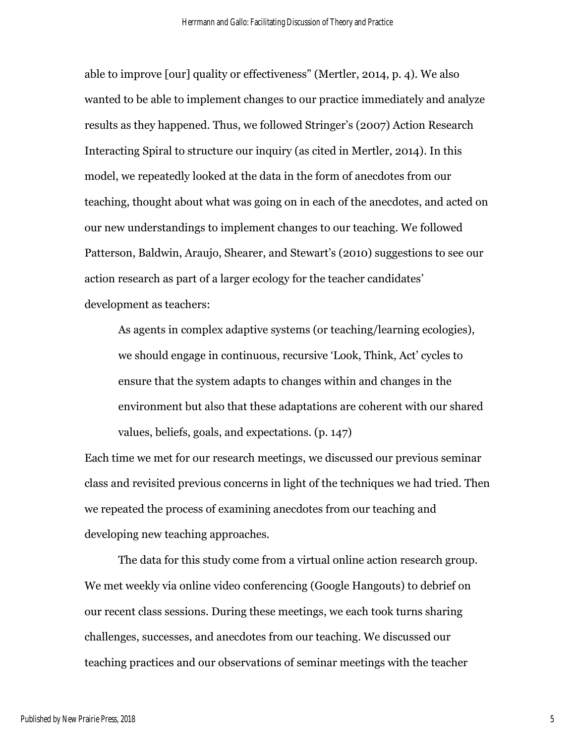able to improve [our] quality or effectiveness" (Mertler, 2014, p. 4). We also wanted to be able to implement changes to our practice immediately and analyze results as they happened. Thus, we followed Stringer's (2007) Action Research Interacting Spiral to structure our inquiry (as cited in Mertler, 2014). In this model, we repeatedly looked at the data in the form of anecdotes from our teaching, thought about what was going on in each of the anecdotes, and acted on our new understandings to implement changes to our teaching. We followed Patterson, Baldwin, Araujo, Shearer, and Stewart's (2010) suggestions to see our action research as part of a larger ecology for the teacher candidates' development as teachers:

> As agents in complex adaptive systems (or teaching/learning ecologies), we should engage in continuous, recursive 'Look, Think, Act' cycles to ensure that the system adapts to changes within and changes in the environment but also that these adaptations are coherent with our shared values, beliefs, goals, and expectations. (p. 147)

Each time we met for our research meetings, we discussed our previous seminar class and revisited previous concerns in light of the techniques we had tried. Then we repeated the process of examining anecdotes from our teaching and developing new teaching approaches.

The data for this study come from a virtual online action research group. We met weekly via online video conferencing (Google Hangouts) to debrief on our recent class sessions. During these meetings, we each took turns sharing challenges, successes, and anecdotes from our teaching. We discussed our teaching practices and our observations of seminar meetings with the teacher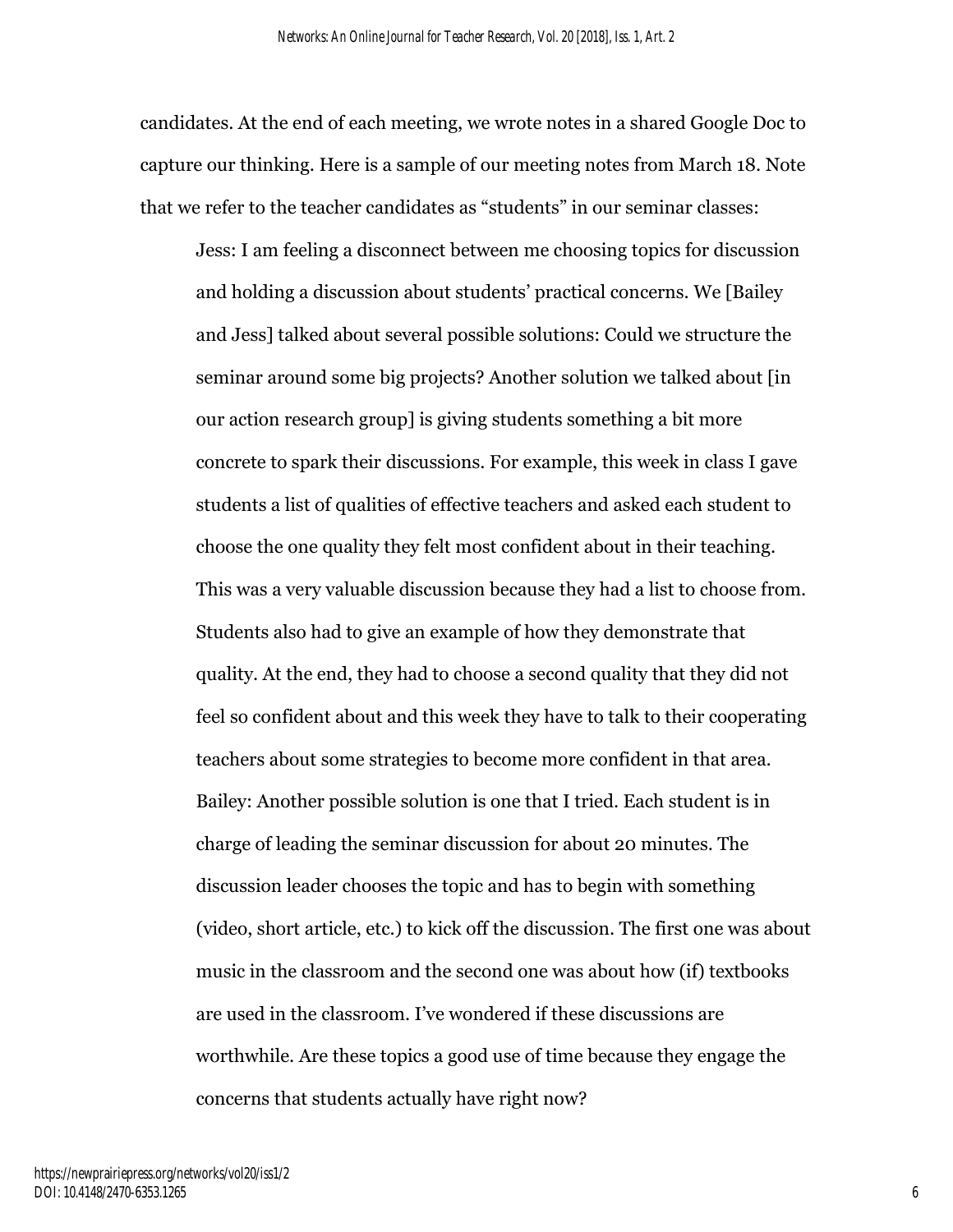candidates. At the end of each meeting, we wrote notes in a shared Google Doc to capture our thinking. Here is a sample of our meeting notes from March 18. Note that we refer to the teacher candidates as "students" in our seminar classes:

> Jess: I am feeling a disconnect between me choosing topics for discussion and holding a discussion about students' practical concerns. We [Bailey and Jess] talked about several possible solutions: Could we structure the seminar around some big projects? Another solution we talked about [in our action research group] is giving students something a bit more concrete to spark their discussions. For example, this week in class I gave students a list of qualities of effective teachers and asked each student to choose the one quality they felt most confident about in their teaching. This was a very valuable discussion because they had a list to choose from. Students also had to give an example of how they demonstrate that quality. At the end, they had to choose a second quality that they did not feel so confident about and this week they have to talk to their cooperating teachers about some strategies to become more confident in that area.
>
> Bailey: Another possible solution is one that I tried. Each student is in charge of leading the seminar discussion for about 20 minutes. The discussion leader chooses the topic and has to begin with something (video, short article, etc.) to kick off the discussion. The first one was about music in the classroom and the second one was about how (if) textbooks are used in the classroom. I've wondered if these discussions are worthwhile. Are these topics a good use of time because they engage the concerns that students actually have right now?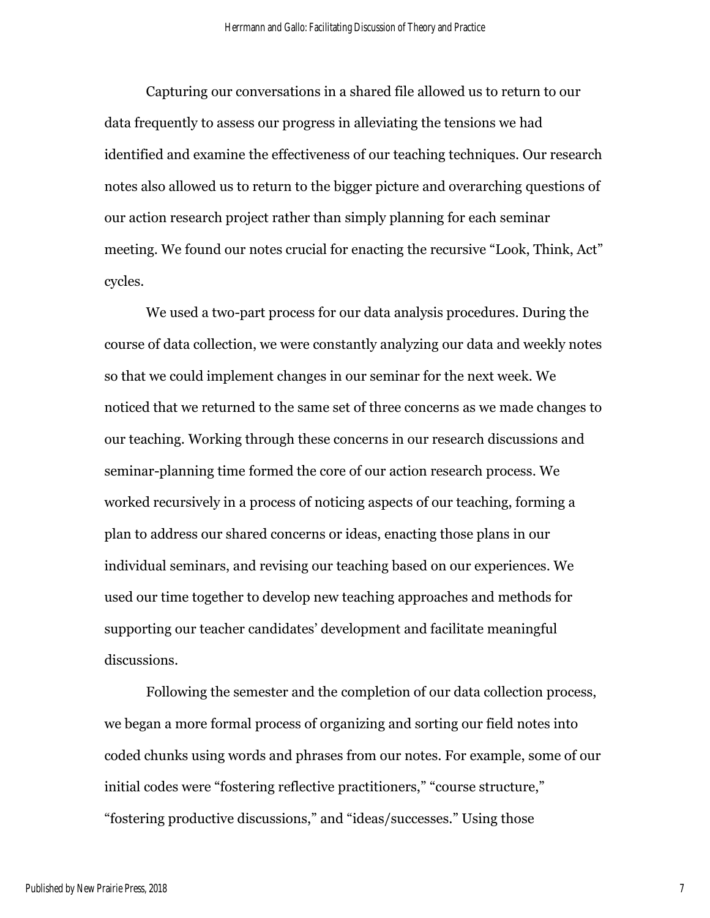Capturing our conversations in a shared file allowed us to return to our data frequently to assess our progress in alleviating the tensions we had identified and examine the effectiveness of our teaching techniques. Our research notes also allowed us to return to the bigger picture and overarching questions of our action research project rather than simply planning for each seminar meeting. We found our notes crucial for enacting the recursive "Look, Think, Act" cycles.

We used a two-part process for our data analysis procedures. During the course of data collection, we were constantly analyzing our data and weekly notes so that we could implement changes in our seminar for the next week. We noticed that we returned to the same set of three concerns as we made changes to our teaching. Working through these concerns in our research discussions and seminar-planning time formed the core of our action research process. We worked recursively in a process of noticing aspects of our teaching, forming a plan to address our shared concerns or ideas, enacting those plans in our individual seminars, and revising our teaching based on our experiences. We used our time together to develop new teaching approaches and methods for supporting our teacher candidates' development and facilitate meaningful discussions.

Following the semester and the completion of our data collection process, we began a more formal process of organizing and sorting our field notes into coded chunks using words and phrases from our notes. For example, some of our initial codes were "fostering reflective practitioners," "course structure," "fostering productive discussions," and "ideas/successes." Using those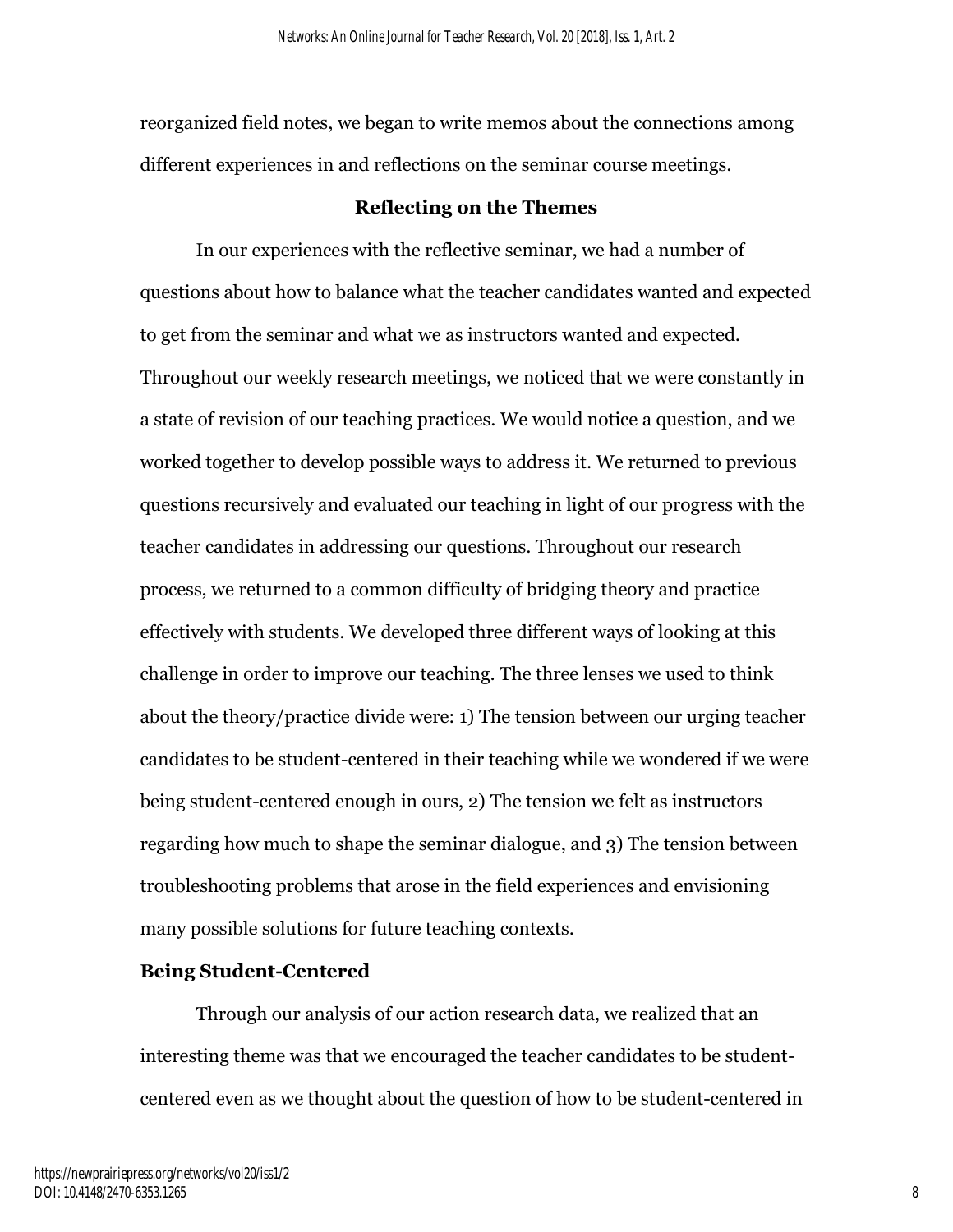reorganized field notes, we began to write memos about the connections among different experiences in and reflections on the seminar course meetings.

## Reflecting on the Themes

In our experiences with the reflective seminar, we had a number of questions about how to balance what the teacher candidates wanted and expected to get from the seminar and what we as instructors wanted and expected. Throughout our weekly research meetings, we noticed that we were constantly in a state of revision of our teaching practices. We would notice a question, and we worked together to develop possible ways to address it. We returned to previous questions recursively and evaluated our teaching in light of our progress with the teacher candidates in addressing our questions. Throughout our research process, we returned to a common difficulty of bridging theory and practice effectively with students. We developed three different ways of looking at this challenge in order to improve our teaching. The three lenses we used to think about the theory/practice divide were: 1) The tension between our urging teacher candidates to be student-centered in their teaching while we wondered if we were being student-centered enough in ours, 2) The tension we felt as instructors regarding how much to shape the seminar dialogue, and 3) The tension between troubleshooting problems that arose in the field experiences and envisioning many possible solutions for future teaching contexts.

### Being Student-Centered

Through our analysis of our action research data, we realized that an interesting theme was that we encouraged the teacher candidates to be student-centered even as we thought about the question of how to be student-centered in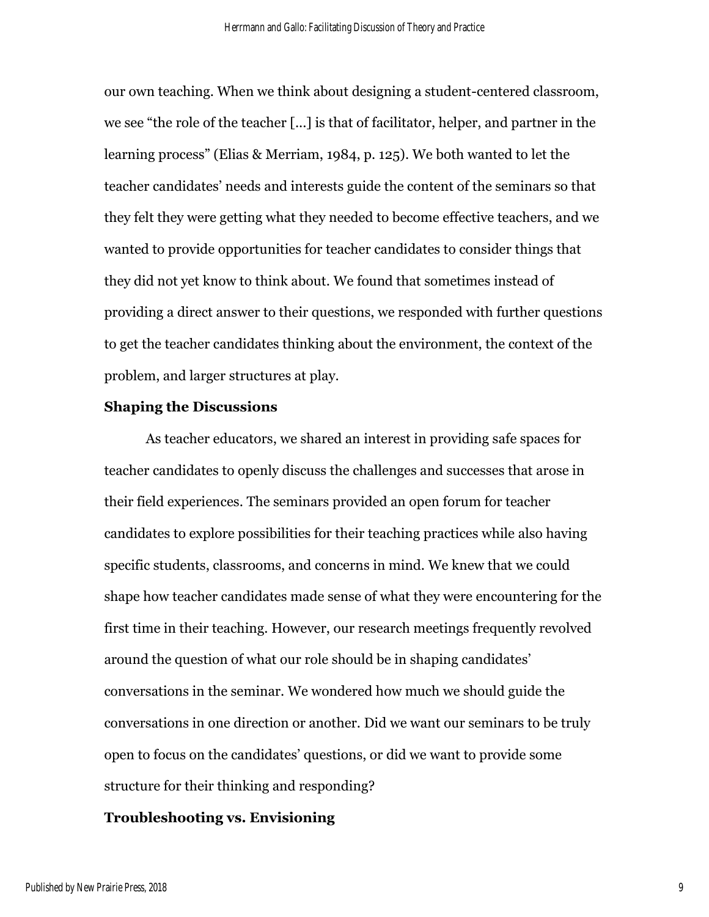our own teaching. When we think about designing a student-centered classroom, we see "the role of the teacher [...] is that of facilitator, helper, and partner in the learning process" (Elias & Merriam, 1984, p. 125). We both wanted to let the teacher candidates' needs and interests guide the content of the seminars so that they felt they were getting what they needed to become effective teachers, and we wanted to provide opportunities for teacher candidates to consider things that they did not yet know to think about. We found that sometimes instead of providing a direct answer to their questions, we responded with further questions to get the teacher candidates thinking about the environment, the context of the problem, and larger structures at play.

### Shaping the Discussions

As teacher educators, we shared an interest in providing safe spaces for teacher candidates to openly discuss the challenges and successes that arose in their field experiences. The seminars provided an open forum for teacher candidates to explore possibilities for their teaching practices while also having specific students, classrooms, and concerns in mind. We knew that we could shape how teacher candidates made sense of what they were encountering for the first time in their teaching. However, our research meetings frequently revolved around the question of what our role should be in shaping candidates' conversations in the seminar. We wondered how much we should guide the conversations in one direction or another. Did we want our seminars to be truly open to focus on the candidates' questions, or did we want to provide some structure for their thinking and responding?

### Troubleshooting vs. Envisioning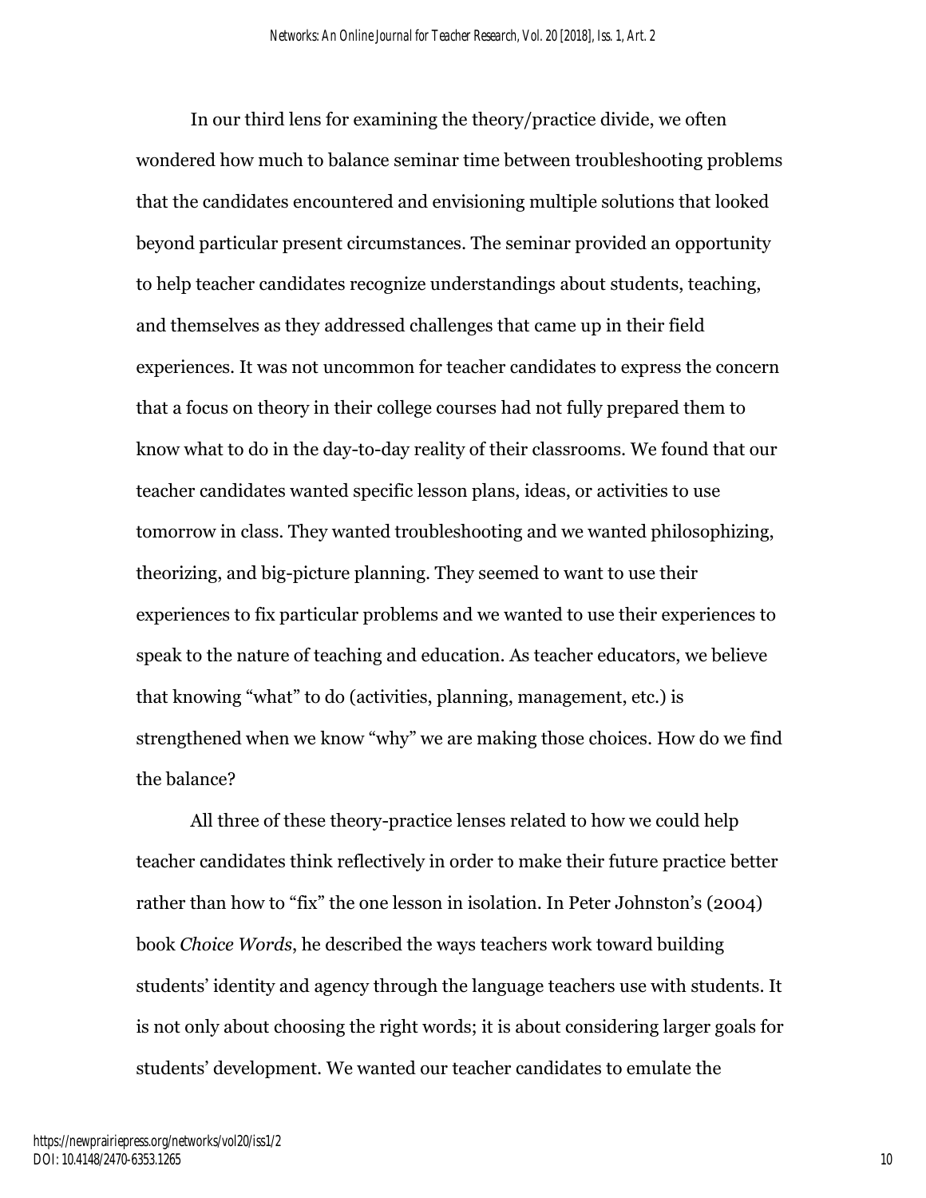In our third lens for examining the theory/practice divide, we often wondered how much to balance seminar time between troubleshooting problems that the candidates encountered and envisioning multiple solutions that looked beyond particular present circumstances. The seminar provided an opportunity to help teacher candidates recognize understandings about students, teaching, and themselves as they addressed challenges that came up in their field experiences. It was not uncommon for teacher candidates to express the concern that a focus on theory in their college courses had not fully prepared them to know what to do in the day-to-day reality of their classrooms. We found that our teacher candidates wanted specific lesson plans, ideas, or activities to use tomorrow in class. They wanted troubleshooting and we wanted philosophizing, theorizing, and big-picture planning. They seemed to want to use their experiences to fix particular problems and we wanted to use their experiences to speak to the nature of teaching and education. As teacher educators, we believe that knowing "what" to do (activities, planning, management, etc.) is strengthened when we know "why" we are making those choices. How do we find the balance?

All three of these theory-practice lenses related to how we could help teacher candidates think reflectively in order to make their future practice better rather than how to "fix" the one lesson in isolation. In Peter Johnston's (2004) book *Choice Words*, he described the ways teachers work toward building students' identity and agency through the language teachers use with students. It is not only about choosing the right words; it is about considering larger goals for students' development. We wanted our teacher candidates to emulate the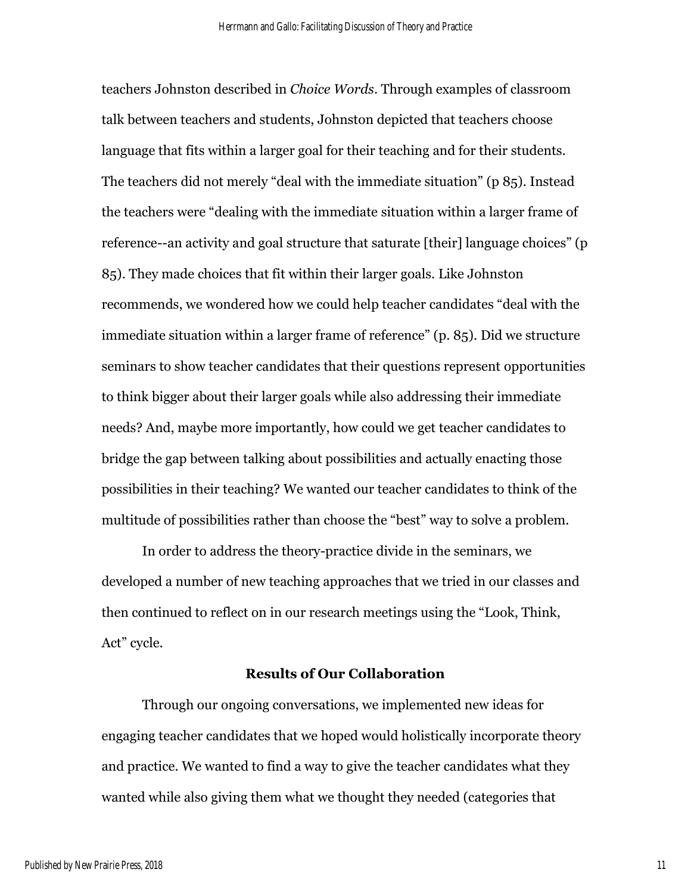teachers Johnston described in *Choice Words*. Through examples of classroom talk between teachers and students, Johnston depicted that teachers choose language that fits within a larger goal for their teaching and for their students. The teachers did not merely “deal with the immediate situation” (p 85). Instead the teachers were “dealing with the immediate situation within a larger frame of reference--an activity and goal structure that saturate [their] language choices” (p 85). They made choices that fit within their larger goals. Like Johnston recommends, we wondered how we could help teacher candidates “deal with the immediate situation within a larger frame of reference” (p. 85). Did we structure seminars to show teacher candidates that their questions represent opportunities to think bigger about their larger goals while also addressing their immediate needs? And, maybe more importantly, how could we get teacher candidates to bridge the gap between talking about possibilities and actually enacting those possibilities in their teaching? We wanted our teacher candidates to think of the multitude of possibilities rather than choose the “best” way to solve a problem.

In order to address the theory-practice divide in the seminars, we developed a number of new teaching approaches that we tried in our classes and then continued to reflect on in our research meetings using the “Look, Think, Act” cycle.

## Results of Our Collaboration

Through our ongoing conversations, we implemented new ideas for engaging teacher candidates that we hoped would holistically incorporate theory and practice. We wanted to find a way to give the teacher candidates what they wanted while also giving them what we thought they needed (categories that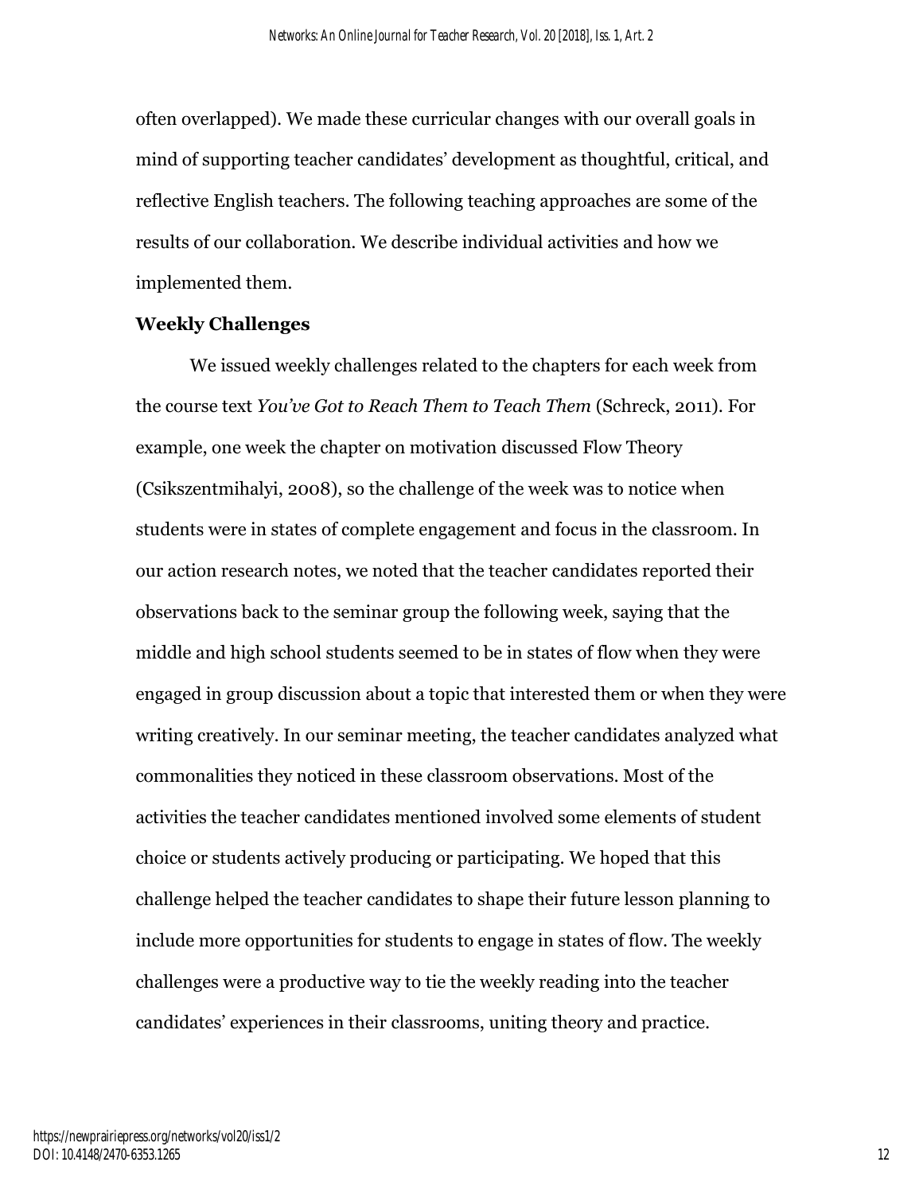often overlapped). We made these curricular changes with our overall goals in mind of supporting teacher candidates' development as thoughtful, critical, and reflective English teachers. The following teaching approaches are some of the results of our collaboration. We describe individual activities and how we implemented them.

### Weekly Challenges

We issued weekly challenges related to the chapters for each week from the course text *You've Got to Reach Them to Teach Them* (Schreck, 2011). For example, one week the chapter on motivation discussed Flow Theory (Csikszentmihalyi, 2008), so the challenge of the week was to notice when students were in states of complete engagement and focus in the classroom. In our action research notes, we noted that the teacher candidates reported their observations back to the seminar group the following week, saying that the middle and high school students seemed to be in states of flow when they were engaged in group discussion about a topic that interested them or when they were writing creatively. In our seminar meeting, the teacher candidates analyzed what commonalities they noticed in these classroom observations. Most of the activities the teacher candidates mentioned involved some elements of student choice or students actively producing or participating. We hoped that this challenge helped the teacher candidates to shape their future lesson planning to include more opportunities for students to engage in states of flow. The weekly challenges were a productive way to tie the weekly reading into the teacher candidates' experiences in their classrooms, uniting theory and practice.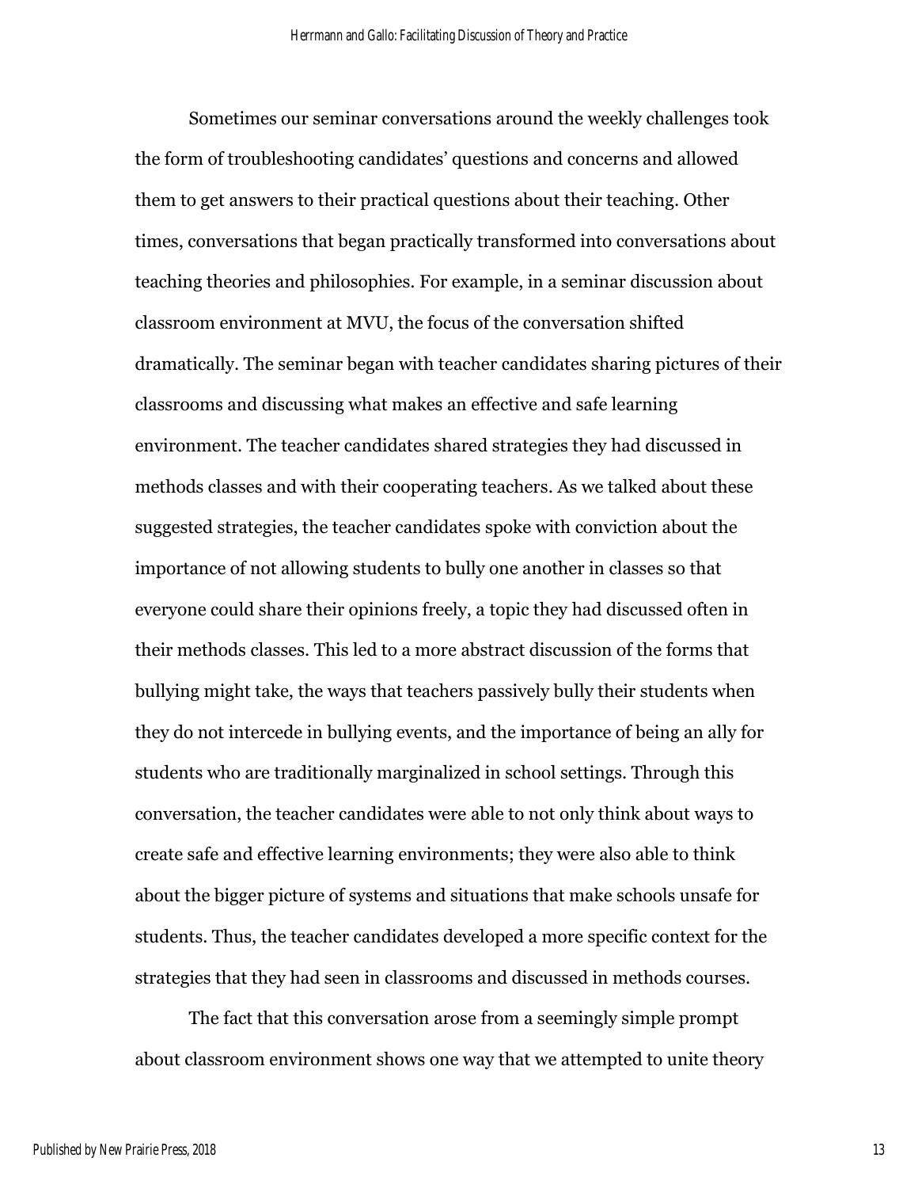Sometimes our seminar conversations around the weekly challenges took the form of troubleshooting candidates' questions and concerns and allowed them to get answers to their practical questions about their teaching. Other times, conversations that began practically transformed into conversations about teaching theories and philosophies. For example, in a seminar discussion about classroom environment at MVU, the focus of the conversation shifted dramatically. The seminar began with teacher candidates sharing pictures of their classrooms and discussing what makes an effective and safe learning environment. The teacher candidates shared strategies they had discussed in methods classes and with their cooperating teachers. As we talked about these suggested strategies, the teacher candidates spoke with conviction about the importance of not allowing students to bully one another in classes so that everyone could share their opinions freely, a topic they had discussed often in their methods classes. This led to a more abstract discussion of the forms that bullying might take, the ways that teachers passively bully their students when they do not intercede in bullying events, and the importance of being an ally for students who are traditionally marginalized in school settings. Through this conversation, the teacher candidates were able to not only think about ways to create safe and effective learning environments; they were also able to think about the bigger picture of systems and situations that make schools unsafe for students. Thus, the teacher candidates developed a more specific context for the strategies that they had seen in classrooms and discussed in methods courses.

The fact that this conversation arose from a seemingly simple prompt about classroom environment shows one way that we attempted to unite theory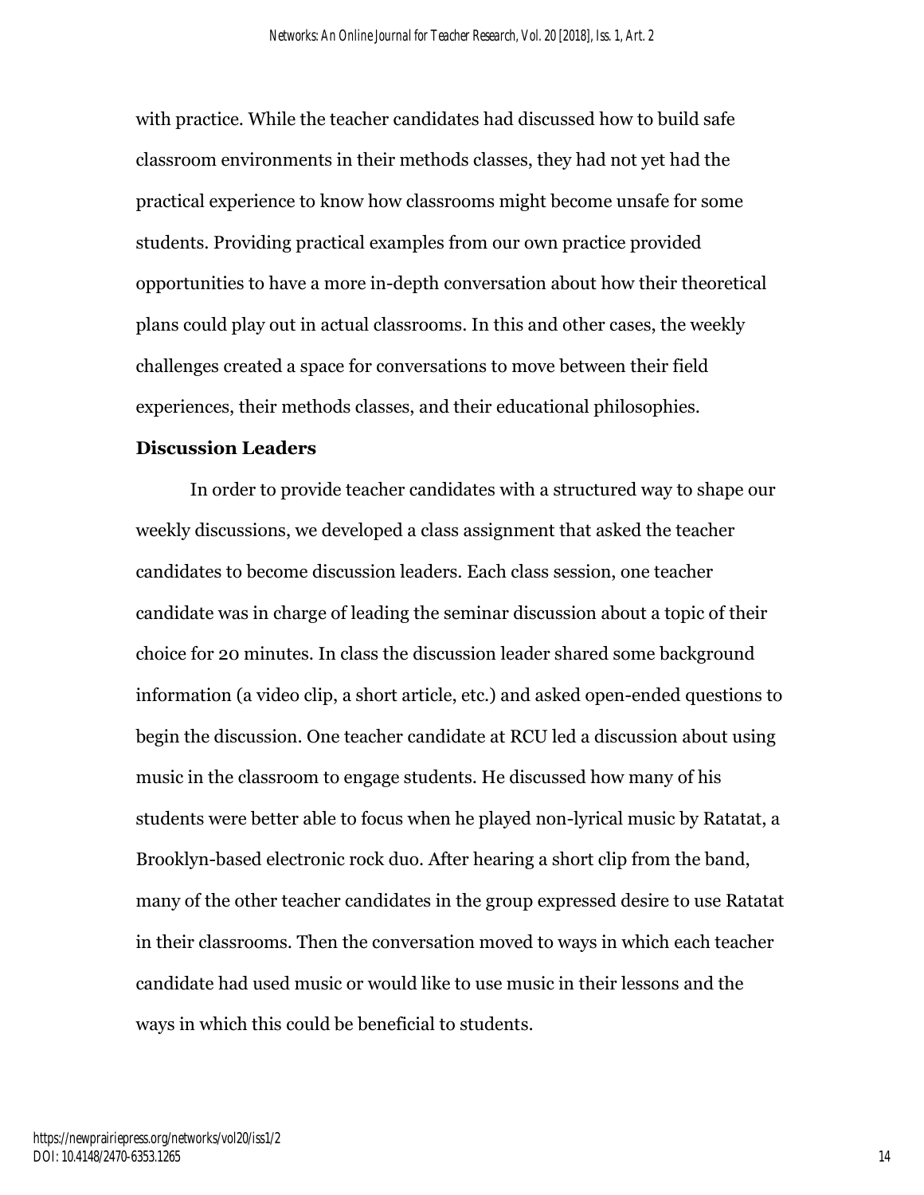with practice. While the teacher candidates had discussed how to build safe classroom environments in their methods classes, they had not yet had the practical experience to know how classrooms might become unsafe for some students. Providing practical examples from our own practice provided opportunities to have a more in-depth conversation about how their theoretical plans could play out in actual classrooms. In this and other cases, the weekly challenges created a space for conversations to move between their field experiences, their methods classes, and their educational philosophies.

**Discussion Leaders**

In order to provide teacher candidates with a structured way to shape our weekly discussions, we developed a class assignment that asked the teacher candidates to become discussion leaders. Each class session, one teacher candidate was in charge of leading the seminar discussion about a topic of their choice for 20 minutes. In class the discussion leader shared some background information (a video clip, a short article, etc.) and asked open-ended questions to begin the discussion. One teacher candidate at RCU led a discussion about using music in the classroom to engage students. He discussed how many of his students were better able to focus when he played non-lyrical music by Ratatat, a Brooklyn-based electronic rock duo. After hearing a short clip from the band, many of the other teacher candidates in the group expressed desire to use Ratatat in their classrooms. Then the conversation moved to ways in which each teacher candidate had used music or would like to use music in their lessons and the ways in which this could be beneficial to students.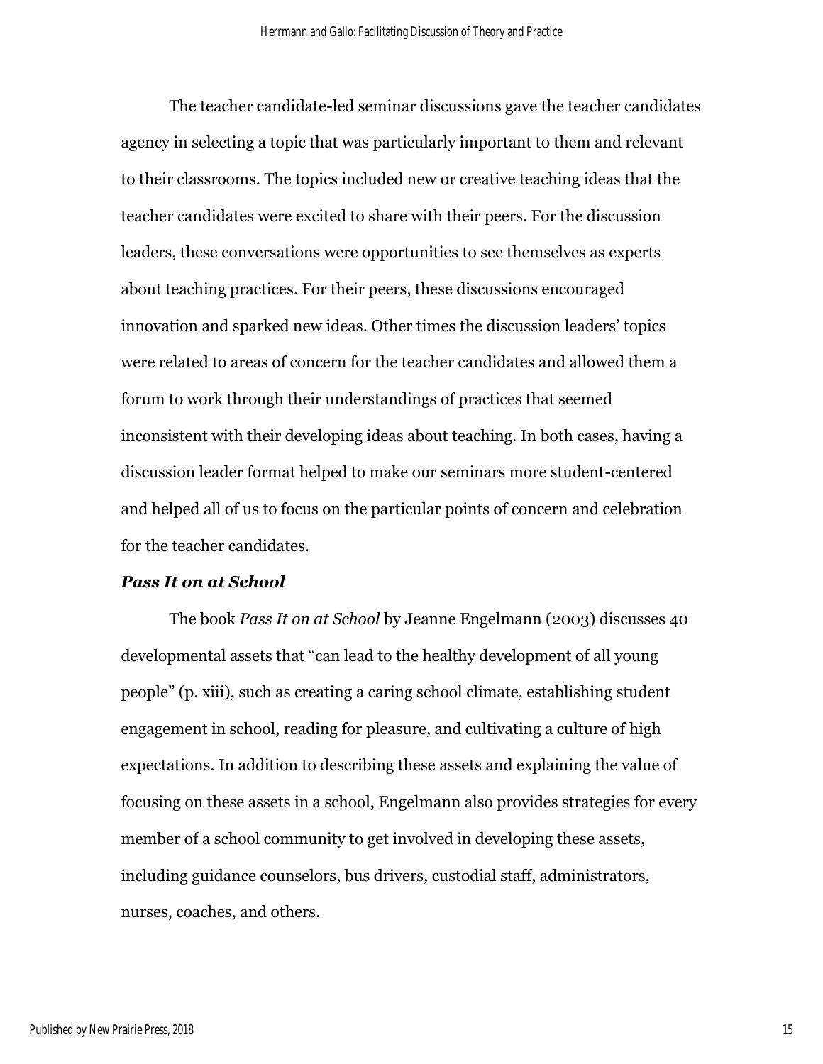The teacher candidate-led seminar discussions gave the teacher candidates agency in selecting a topic that was particularly important to them and relevant to their classrooms. The topics included new or creative teaching ideas that the teacher candidates were excited to share with their peers. For the discussion leaders, these conversations were opportunities to see themselves as experts about teaching practices. For their peers, these discussions encouraged innovation and sparked new ideas. Other times the discussion leaders' topics were related to areas of concern for the teacher candidates and allowed them a forum to work through their understandings of practices that seemed inconsistent with their developing ideas about teaching. In both cases, having a discussion leader format helped to make our seminars more student-centered and helped all of us to focus on the particular points of concern and celebration for the teacher candidates.

### *Pass It on at School*

The book *Pass It on at School* by Jeanne Engelmann (2003) discusses 40 developmental assets that "can lead to the healthy development of all young people" (p. xiii), such as creating a caring school climate, establishing student engagement in school, reading for pleasure, and cultivating a culture of high expectations. In addition to describing these assets and explaining the value of focusing on these assets in a school, Engelmann also provides strategies for every member of a school community to get involved in developing these assets, including guidance counselors, bus drivers, custodial staff, administrators, nurses, coaches, and others.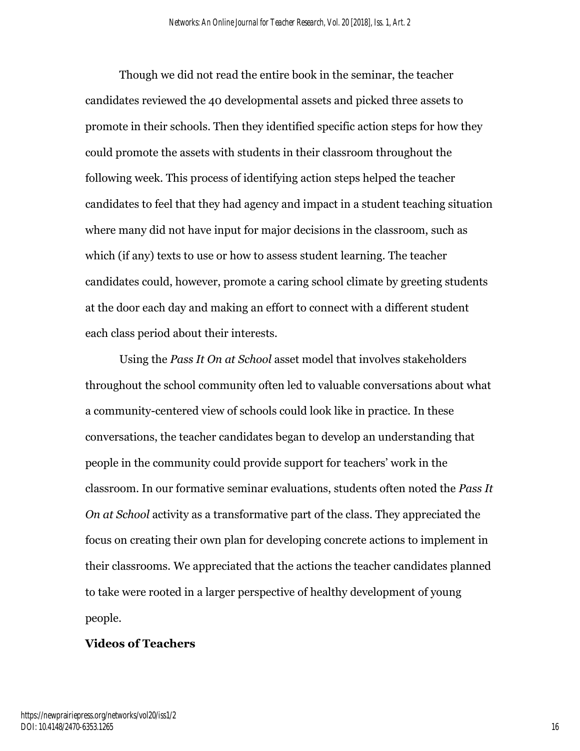Though we did not read the entire book in the seminar, the teacher candidates reviewed the 40 developmental assets and picked three assets to promote in their schools. Then they identified specific action steps for how they could promote the assets with students in their classroom throughout the following week. This process of identifying action steps helped the teacher candidates to feel that they had agency and impact in a student teaching situation where many did not have input for major decisions in the classroom, such as which (if any) texts to use or how to assess student learning. The teacher candidates could, however, promote a caring school climate by greeting students at the door each day and making an effort to connect with a different student each class period about their interests.

Using the *Pass It On at School* asset model that involves stakeholders throughout the school community often led to valuable conversations about what a community-centered view of schools could look like in practice. In these conversations, the teacher candidates began to develop an understanding that people in the community could provide support for teachers' work in the classroom. In our formative seminar evaluations, students often noted the *Pass It On at School* activity as a transformative part of the class. They appreciated the focus on creating their own plan for developing concrete actions to implement in their classrooms. We appreciated that the actions the teacher candidates planned to take were rooted in a larger perspective of healthy development of young people.

**Videos of Teachers**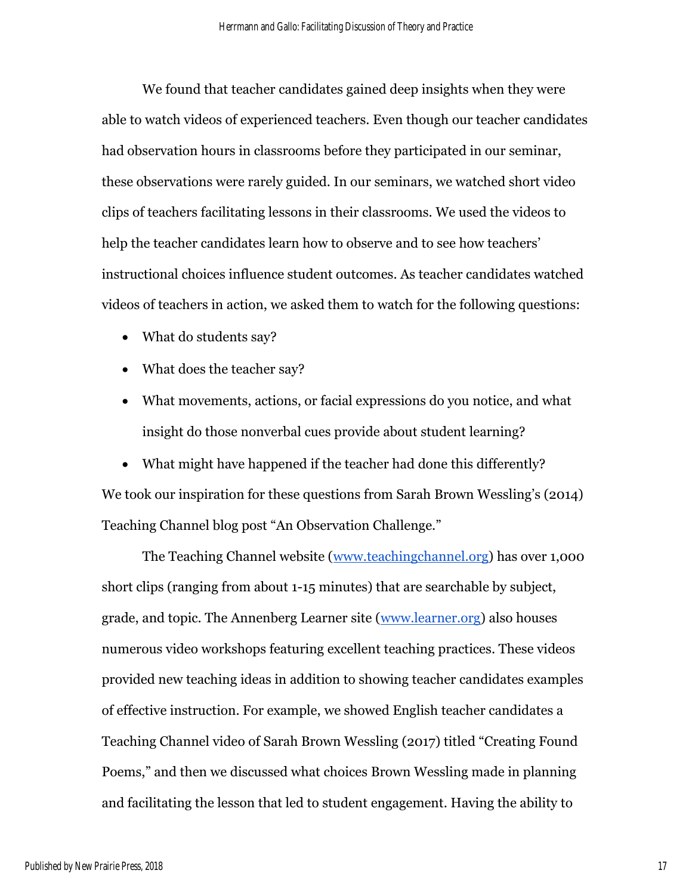We found that teacher candidates gained deep insights when they were able to watch videos of experienced teachers. Even though our teacher candidates had observation hours in classrooms before they participated in our seminar, these observations were rarely guided. In our seminars, we watched short video clips of teachers facilitating lessons in their classrooms. We used the videos to help the teacher candidates learn how to observe and to see how teachers' instructional choices influence student outcomes. As teacher candidates watched videos of teachers in action, we asked them to watch for the following questions:

- What do students say?
- What does the teacher say?
- What movements, actions, or facial expressions do you notice, and what insight do those nonverbal cues provide about student learning?
- What might have happened if the teacher had done this differently?

We took our inspiration for these questions from Sarah Brown Wessling's (2014) Teaching Channel blog post "An Observation Challenge."

The Teaching Channel website (www.teachingchannel.org) has over 1,000 short clips (ranging from about 1-15 minutes) that are searchable by subject, grade, and topic. The Annenberg Learner site (www.learner.org) also houses numerous video workshops featuring excellent teaching practices. These videos provided new teaching ideas in addition to showing teacher candidates examples of effective instruction. For example, we showed English teacher candidates a Teaching Channel video of Sarah Brown Wessling (2017) titled "Creating Found Poems," and then we discussed what choices Brown Wessling made in planning and facilitating the lesson that led to student engagement. Having the ability to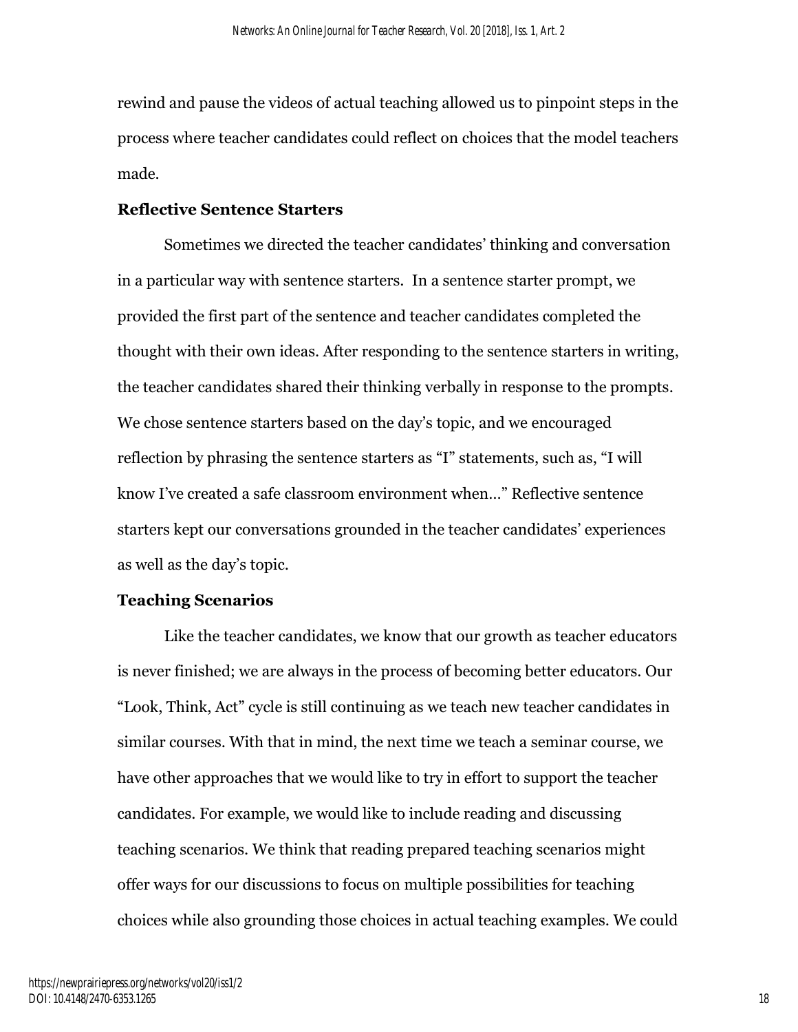rewind and pause the videos of actual teaching allowed us to pinpoint steps in the process where teacher candidates could reflect on choices that the model teachers made.

### Reflective Sentence Starters

Sometimes we directed the teacher candidates' thinking and conversation in a particular way with sentence starters. In a sentence starter prompt, we provided the first part of the sentence and teacher candidates completed the thought with their own ideas. After responding to the sentence starters in writing, the teacher candidates shared their thinking verbally in response to the prompts. We chose sentence starters based on the day's topic, and we encouraged reflection by phrasing the sentence starters as "I" statements, such as, "I will know I've created a safe classroom environment when…" Reflective sentence starters kept our conversations grounded in the teacher candidates' experiences as well as the day's topic.

### Teaching Scenarios

Like the teacher candidates, we know that our growth as teacher educators is never finished; we are always in the process of becoming better educators. Our "Look, Think, Act" cycle is still continuing as we teach new teacher candidates in similar courses. With that in mind, the next time we teach a seminar course, we have other approaches that we would like to try in effort to support the teacher candidates. For example, we would like to include reading and discussing teaching scenarios. We think that reading prepared teaching scenarios might offer ways for our discussions to focus on multiple possibilities for teaching choices while also grounding those choices in actual teaching examples. We could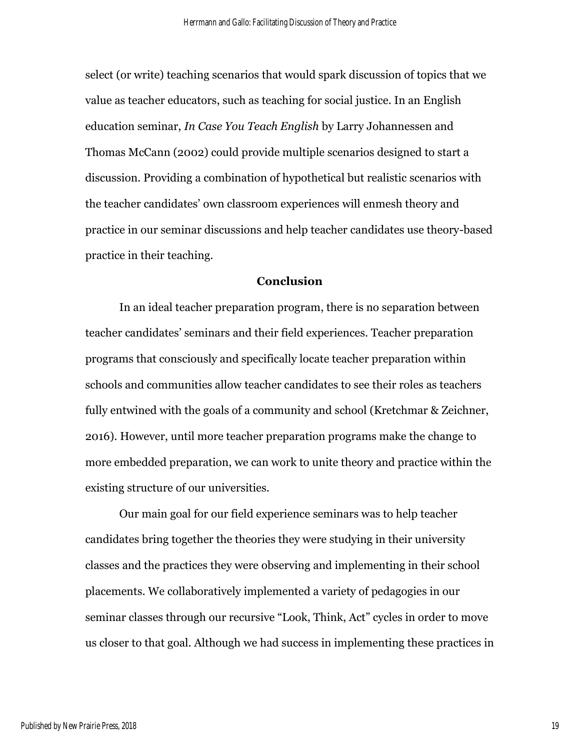select (or write) teaching scenarios that would spark discussion of topics that we value as teacher educators, such as teaching for social justice. In an English education seminar, *In Case You Teach English* by Larry Johannessen and Thomas McCann (2002) could provide multiple scenarios designed to start a discussion. Providing a combination of hypothetical but realistic scenarios with the teacher candidates' own classroom experiences will enmesh theory and practice in our seminar discussions and help teacher candidates use theory-based practice in their teaching.

## Conclusion

In an ideal teacher preparation program, there is no separation between teacher candidates' seminars and their field experiences. Teacher preparation programs that consciously and specifically locate teacher preparation within schools and communities allow teacher candidates to see their roles as teachers fully entwined with the goals of a community and school (Kretchmar & Zeichner, 2016). However, until more teacher preparation programs make the change to more embedded preparation, we can work to unite theory and practice within the existing structure of our universities.

Our main goal for our field experience seminars was to help teacher candidates bring together the theories they were studying in their university classes and the practices they were observing and implementing in their school placements. We collaboratively implemented a variety of pedagogies in our seminar classes through our recursive "Look, Think, Act" cycles in order to move us closer to that goal. Although we had success in implementing these practices in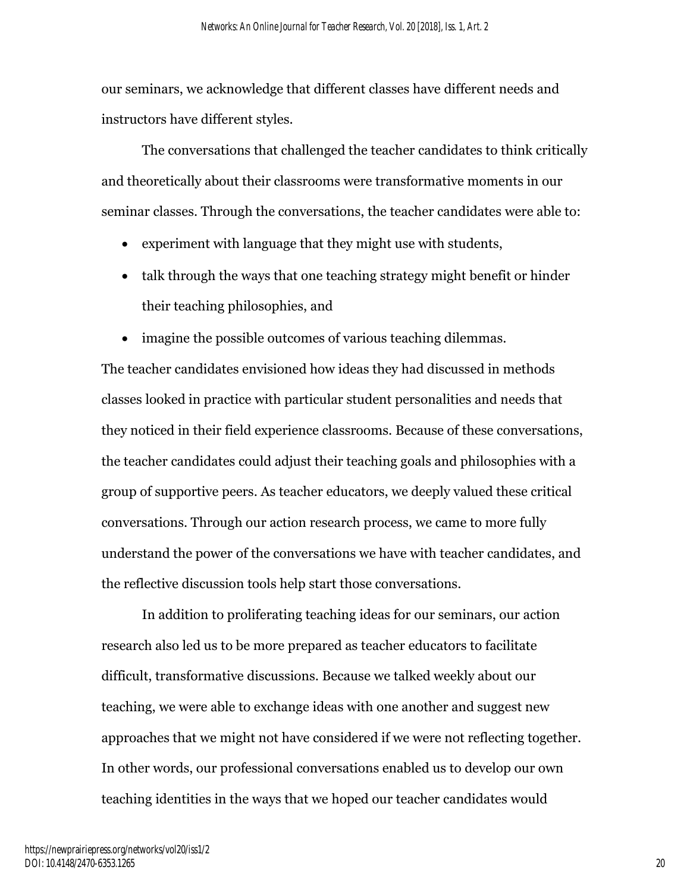our seminars, we acknowledge that different classes have different needs and instructors have different styles.

The conversations that challenged the teacher candidates to think critically and theoretically about their classrooms were transformative moments in our seminar classes. Through the conversations, the teacher candidates were able to:

- experiment with language that they might use with students,
- talk through the ways that one teaching strategy might benefit or hinder their teaching philosophies, and
- imagine the possible outcomes of various teaching dilemmas.

The teacher candidates envisioned how ideas they had discussed in methods classes looked in practice with particular student personalities and needs that they noticed in their field experience classrooms. Because of these conversations, the teacher candidates could adjust their teaching goals and philosophies with a group of supportive peers. As teacher educators, we deeply valued these critical conversations. Through our action research process, we came to more fully understand the power of the conversations we have with teacher candidates, and the reflective discussion tools help start those conversations.

In addition to proliferating teaching ideas for our seminars, our action research also led us to be more prepared as teacher educators to facilitate difficult, transformative discussions. Because we talked weekly about our teaching, we were able to exchange ideas with one another and suggest new approaches that we might not have considered if we were not reflecting together. In other words, our professional conversations enabled us to develop our own teaching identities in the ways that we hoped our teacher candidates would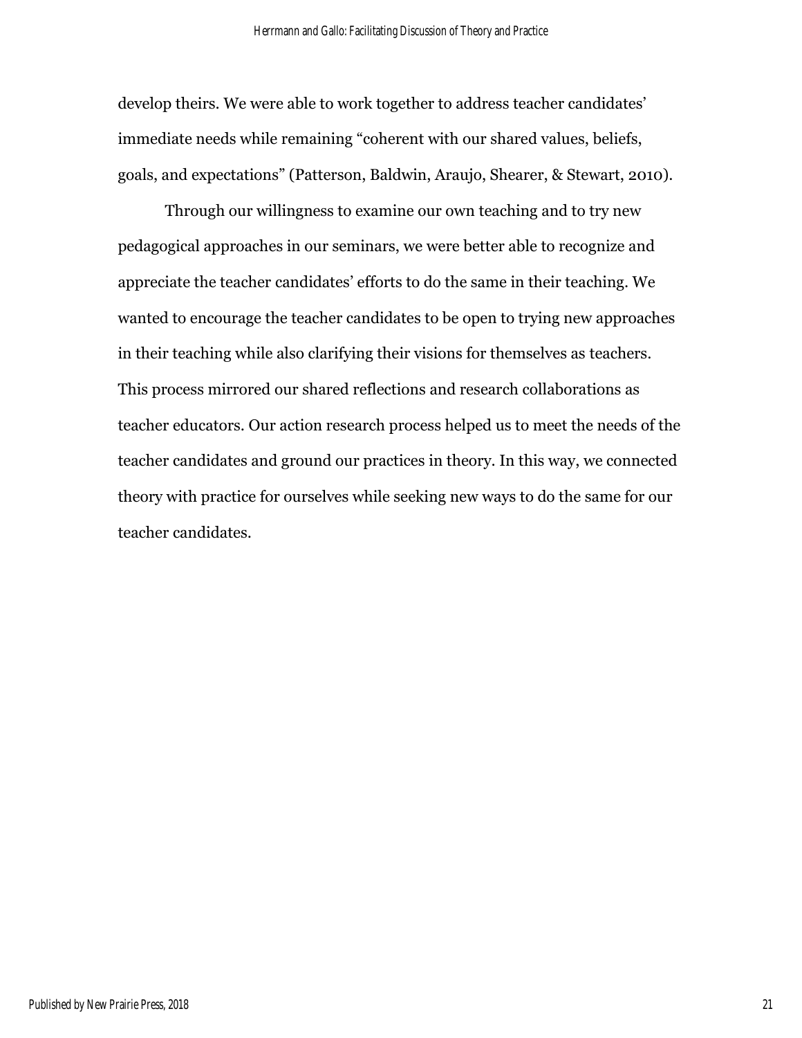develop theirs. We were able to work together to address teacher candidates' immediate needs while remaining "coherent with our shared values, beliefs, goals, and expectations" (Patterson, Baldwin, Araujo, Shearer, & Stewart, 2010).

Through our willingness to examine our own teaching and to try new pedagogical approaches in our seminars, we were better able to recognize and appreciate the teacher candidates' efforts to do the same in their teaching. We wanted to encourage the teacher candidates to be open to trying new approaches in their teaching while also clarifying their visions for themselves as teachers. This process mirrored our shared reflections and research collaborations as teacher educators. Our action research process helped us to meet the needs of the teacher candidates and ground our practices in theory. In this way, we connected theory with practice for ourselves while seeking new ways to do the same for our teacher candidates.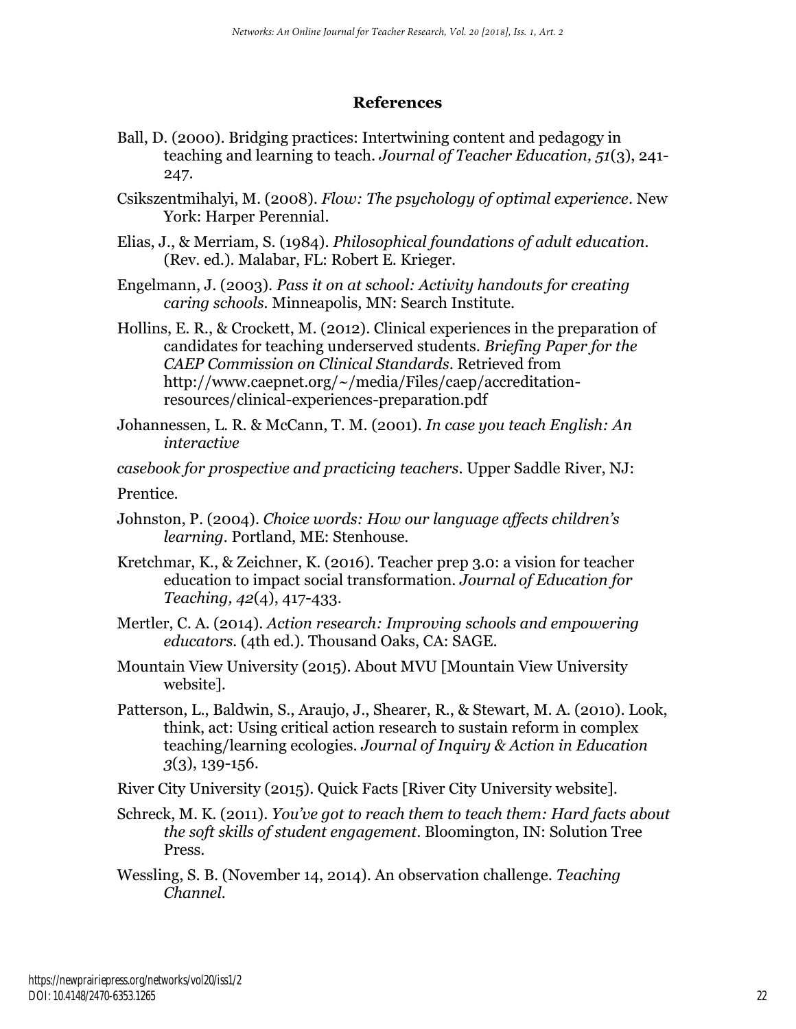## References

Ball, D. (2000). Bridging practices: Intertwining content and pedagogy in teaching and learning to teach. *Journal of Teacher Education, 51*(3), 241-247.

Csikszentmihalyi, M. (2008). *Flow: The psychology of optimal experience*. New York: Harper Perennial.

Elias, J., & Merriam, S. (1984). *Philosophical foundations of adult education*. (Rev. ed.). Malabar, FL: Robert E. Krieger.

Engelmann, J. (2003). *Pass it on at school: Activity handouts for creating caring schools*. Minneapolis, MN: Search Institute.

Hollins, E. R., & Crockett, M. (2012). Clinical experiences in the preparation of candidates for teaching underserved students. *Briefing Paper for the CAEP Commission on Clinical Standards*. Retrieved from http://www.caepnet.org/~/media/Files/caep/accreditation-resources/clinical-experiences-preparation.pdf

Johannessen, L. R. & McCann, T. M. (2001). *In case you teach English: An interactive*

*casebook for prospective and practicing teachers*. Upper Saddle River, NJ:

Prentice.

Johnston, P. (2004). *Choice words: How our language affects children's learning*. Portland, ME: Stenhouse.

Kretchmar, K., & Zeichner, K. (2016). Teacher prep 3.0: a vision for teacher education to impact social transformation. *Journal of Education for Teaching, 42*(4), 417-433.

Mertler, C. A. (2014). *Action research: Improving schools and empowering educators*. (4th ed.). Thousand Oaks, CA: SAGE.

Mountain View University (2015). About MVU [Mountain View University website].

Patterson, L., Baldwin, S., Araujo, J., Shearer, R., & Stewart, M. A. (2010). Look, think, act: Using critical action research to sustain reform in complex teaching/learning ecologies. *Journal of Inquiry & Action in Education 3*(3), 139-156.

River City University (2015). Quick Facts [River City University website].

Schreck, M. K. (2011). *You've got to reach them to teach them: Hard facts about the soft skills of student engagement*. Bloomington, IN: Solution Tree Press.

Wessling, S. B. (November 14, 2014). An observation challenge. *Teaching Channel*.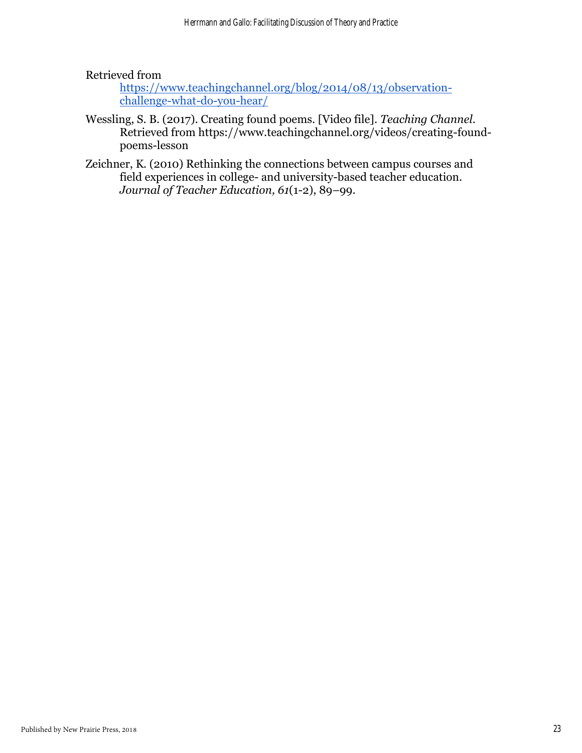Retrieved from [https://www.teachingchannel.org/blog/2014/08/13/observation-challenge-what-do-you-hear/](https://www.teachingchannel.org/blog/2014/08/13/observation-challenge-what-do-you-hear/)

Wessling, S. B. (2017). Creating found poems. [Video file]. *Teaching Channel.* Retrieved from https://www.teachingchannel.org/videos/creating-found-poems-lesson

Zeichner, K. (2010) Rethinking the connections between campus courses and field experiences in college- and university-based teacher education. *Journal of Teacher Education, 61*(1-2), 89–99.